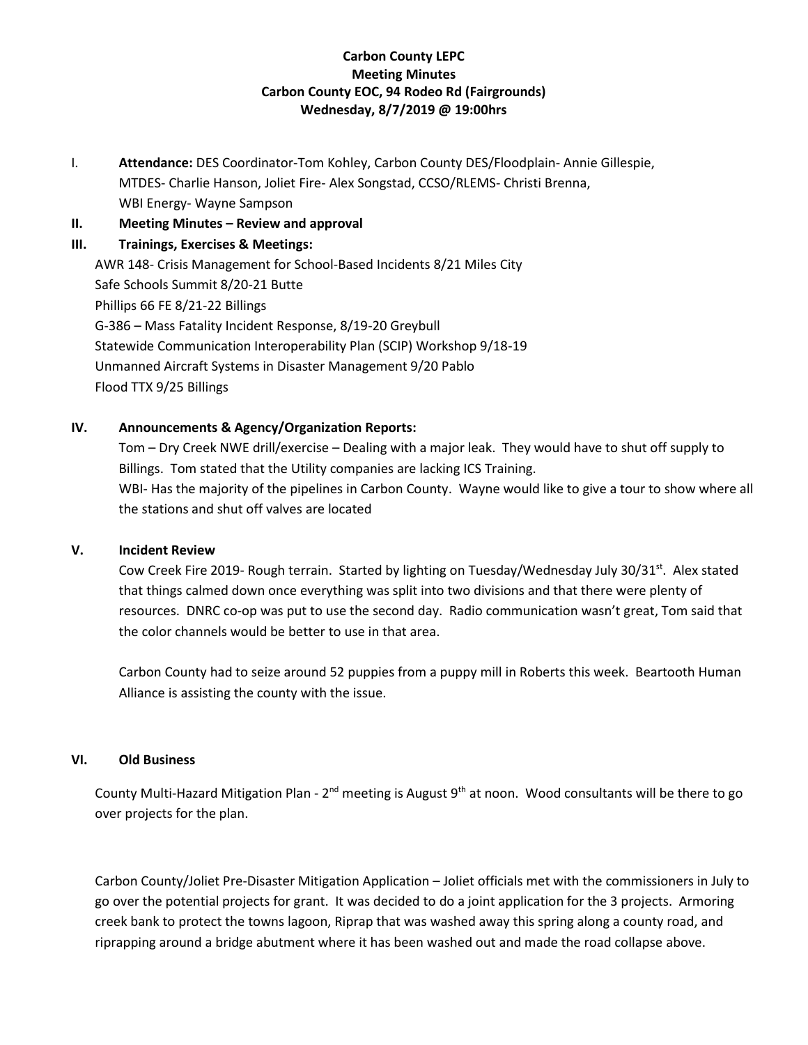**Carbon County LEPC**
**Meeting Minutes**
**Carbon County EOC, 94 Rodeo Rd (Fairgrounds)**
**Wednesday, 8/7/2019 @ 19:00hrs**

I. **Attendance:** DES Coordinator-Tom Kohley, Carbon County DES/Floodplain- Annie Gillespie, MTDES- Charlie Hanson, Joliet Fire- Alex Songstad, CCSO/RLEMS- Christi Brenna, WBI Energy- Wayne Sampson

II. **Meeting Minutes – Review and approval**

III. **Trainings, Exercises & Meetings:**

AWR 148- Crisis Management for School-Based Incidents 8/21 Miles City
Safe Schools Summit 8/20-21 Butte
Phillips 66 FE 8/21-22 Billings
G-386 – Mass Fatality Incident Response, 8/19-20 Greybull
Statewide Communication Interoperability Plan (SCIP) Workshop 9/18-19
Unmanned Aircraft Systems in Disaster Management 9/20 Pablo
Flood TTX 9/25 Billings

IV. **Announcements & Agency/Organization Reports:**

Tom – Dry Creek NWE drill/exercise – Dealing with a major leak. They would have to shut off supply to Billings. Tom stated that the Utility companies are lacking ICS Training.
WBI- Has the majority of the pipelines in Carbon County. Wayne would like to give a tour to show where all the stations and shut off valves are located

V. **Incident Review**

Cow Creek Fire 2019- Rough terrain. Started by lighting on Tuesday/Wednesday July 30/31st. Alex stated that things calmed down once everything was split into two divisions and that there were plenty of resources. DNRC co-op was put to use the second day. Radio communication wasn't great, Tom said that the color channels would be better to use in that area.

Carbon County had to seize around 52 puppies from a puppy mill in Roberts this week. Beartooth Human Alliance is assisting the county with the issue.

VI. **Old Business**

County Multi-Hazard Mitigation Plan - 2nd meeting is August 9th at noon. Wood consultants will be there to go over projects for the plan.

Carbon County/Joliet Pre-Disaster Mitigation Application – Joliet officials met with the commissioners in July to go over the potential projects for grant. It was decided to do a joint application for the 3 projects. Armoring creek bank to protect the towns lagoon, Riprap that was washed away this spring along a county road, and riprapping around a bridge abutment where it has been washed out and made the road collapse above.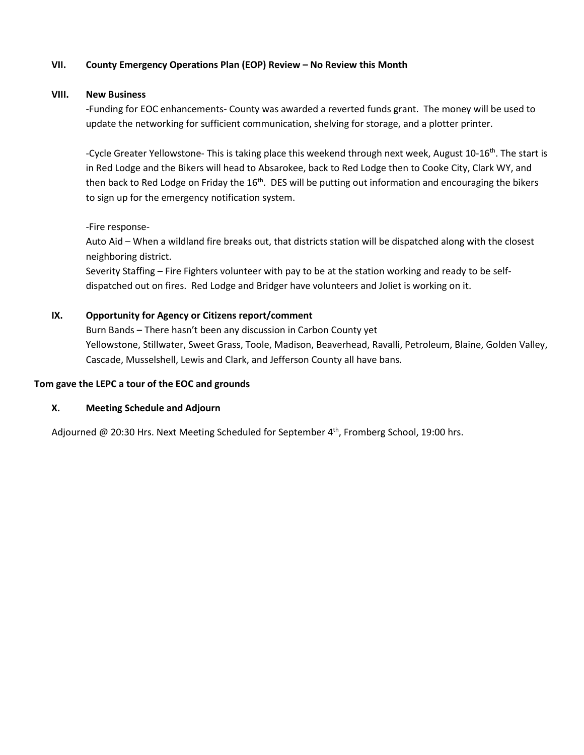## VII. County Emergency Operations Plan (EOP) Review – No Review this Month

## VIII. New Business

-Funding for EOC enhancements- County was awarded a reverted funds grant. The money will be used to update the networking for sufficient communication, shelving for storage, and a plotter printer.

-Cycle Greater Yellowstone- This is taking place this weekend through next week, August 10-16th. The start is in Red Lodge and the Bikers will head to Absarokee, back to Red Lodge then to Cooke City, Clark WY, and then back to Red Lodge on Friday the 16th. DES will be putting out information and encouraging the bikers to sign up for the emergency notification system.

-Fire response-

Auto Aid – When a wildland fire breaks out, that districts station will be dispatched along with the closest neighboring district.

Severity Staffing – Fire Fighters volunteer with pay to be at the station working and ready to be self-dispatched out on fires. Red Lodge and Bridger have volunteers and Joliet is working on it.

## IX. Opportunity for Agency or Citizens report/comment

Burn Bands – There hasn't been any discussion in Carbon County yet

Yellowstone, Stillwater, Sweet Grass, Toole, Madison, Beaverhead, Ravalli, Petroleum, Blaine, Golden Valley, Cascade, Musselshell, Lewis and Clark, and Jefferson County all have bans.

**Tom gave the LEPC a tour of the EOC and grounds**

## X. Meeting Schedule and Adjourn

Adjourned @ 20:30 Hrs. Next Meeting Scheduled for September 4th, Fromberg School, 19:00 hrs.